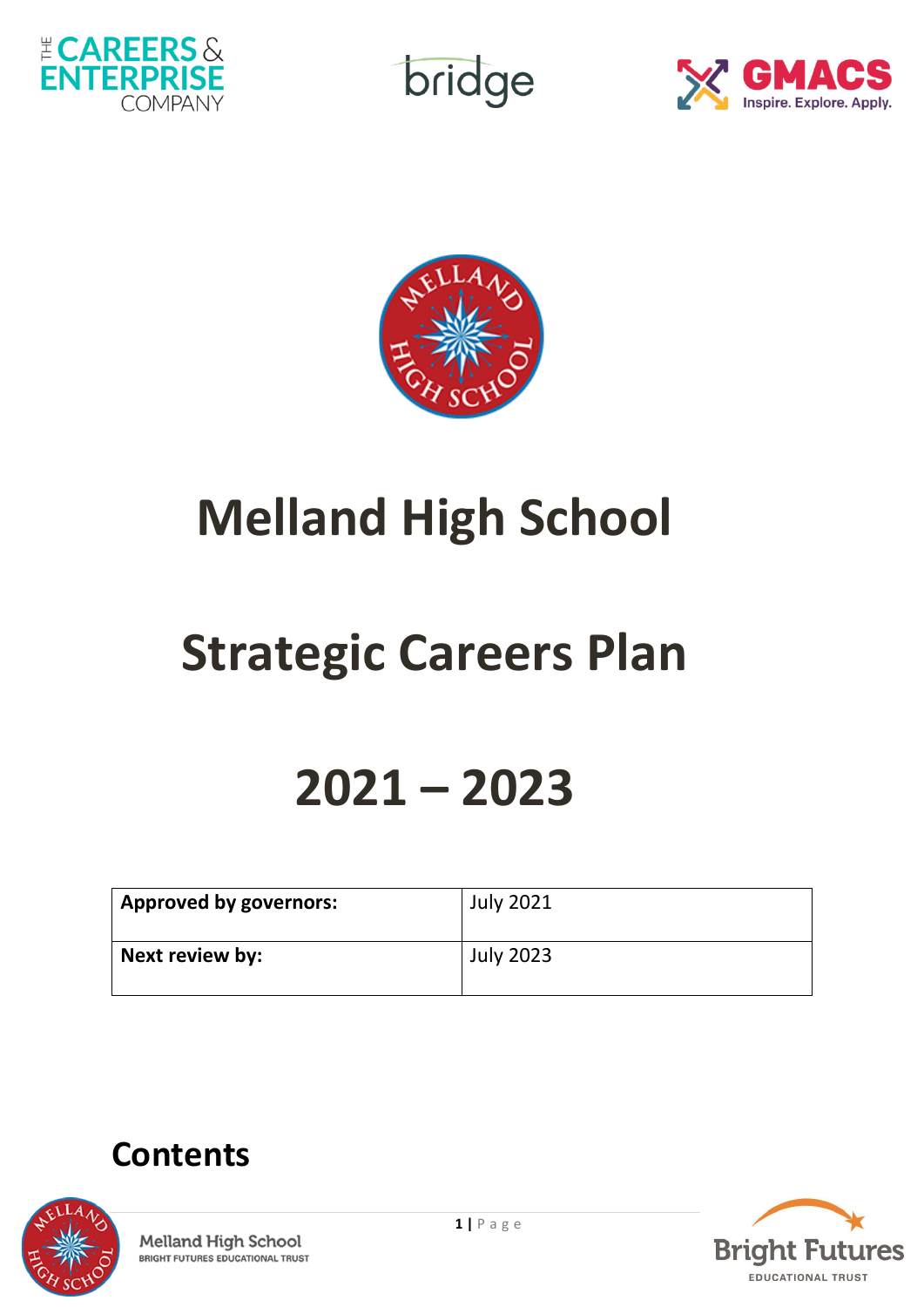# Melland High School

# Strategic Careers Plan

# 2021 – 2023

| Approved by governors: | July 2021 |
| --- | --- |
| Next review by: | July 2023 |

## Contents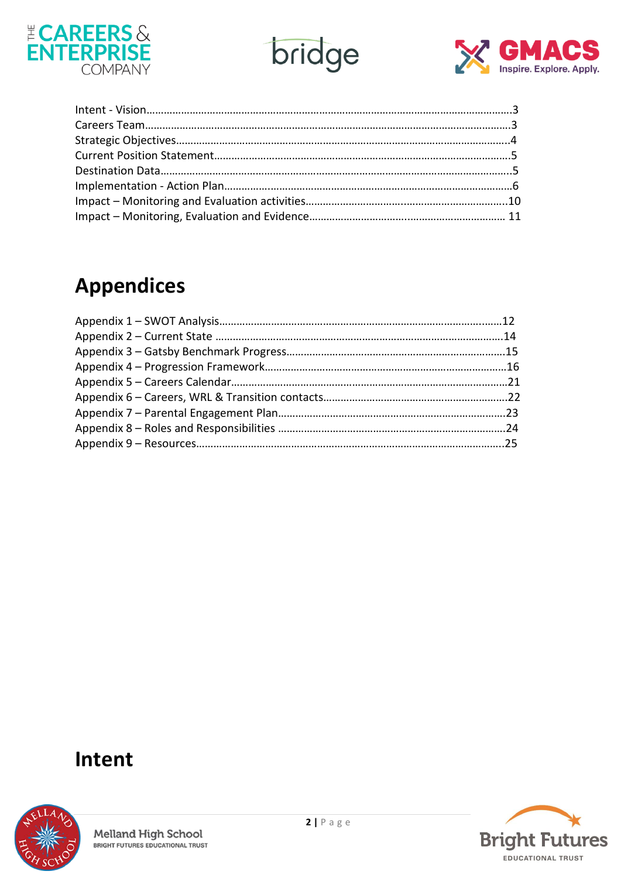Intent - Vision…………………………………………………………………………………………………………….3
Careers Team……………………………………………………………………………………………………………..3
Strategic Objectives……………………………………………………………………………………………………..4
Current Position Statement………………………………………………………………………………………….5
Destination Data………………………………………………………………………………………………………….5
Implementation - Action Plan……………..……………………………………………………………………….6
Impact – Monitoring and Evaluation activities……………………………………..……………………….10
Impact – Monitoring, Evaluation and Evidence…………………………….……………………………… 11

# Appendices

Appendix 1 – SWOT Analysis…………………………………………………………………………………..……..12
Appendix 2 – Current State ………………………………………………………………………………………….14
Appendix 3 – Gatsby Benchmark Progress…………………………………………………………………….15
Appendix 4 – Progression Framework…………………………………………………………………………..16
Appendix 5 – Careers Calendar………………………………………………………………………………………21
Appendix 6 – Careers, WRL & Transition contacts…………………………………………………………22
Appendix 7 – Parental Engagement Plan……………………………………………………………………….23
Appendix 8 – Roles and Responsibilities ……………………………………………………………………….24
Appendix 9 – Resources…………………………………………………………………………………………………25

# Intent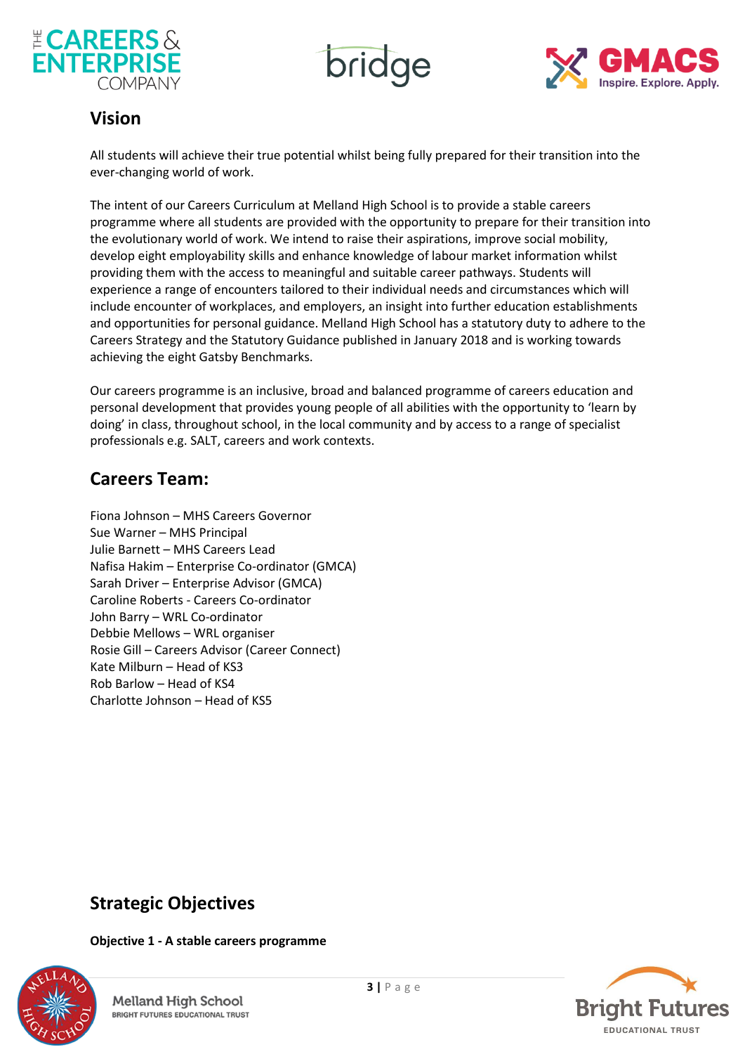## Vision

All students will achieve their true potential whilst being fully prepared for their transition into the ever-changing world of work.

The intent of our Careers Curriculum at Melland High School is to provide a stable careers programme where all students are provided with the opportunity to prepare for their transition into the evolutionary world of work. We intend to raise their aspirations, improve social mobility, develop eight employability skills and enhance knowledge of labour market information whilst providing them with the access to meaningful and suitable career pathways. Students will experience a range of encounters tailored to their individual needs and circumstances which will include encounter of workplaces, and employers, an insight into further education establishments and opportunities for personal guidance. Melland High School has a statutory duty to adhere to the Careers Strategy and the Statutory Guidance published in January 2018 and is working towards achieving the eight Gatsby Benchmarks.

Our careers programme is an inclusive, broad and balanced programme of careers education and personal development that provides young people of all abilities with the opportunity to 'learn by doing' in class, throughout school, in the local community and by access to a range of specialist professionals e.g. SALT, careers and work contexts.

## Careers Team:

Fiona Johnson – MHS Careers Governor
Sue Warner – MHS Principal
Julie Barnett – MHS Careers Lead
Nafisa Hakim – Enterprise Co-ordinator (GMCA)
Sarah Driver – Enterprise Advisor (GMCA)
Caroline Roberts - Careers Co-ordinator
John Barry – WRL Co-ordinator
Debbie Mellows – WRL organiser
Rosie Gill – Careers Advisor (Career Connect)
Kate Milburn – Head of KS3
Rob Barlow – Head of KS4
Charlotte Johnson – Head of KS5

## Strategic Objectives

**Objective 1 - A stable careers programme**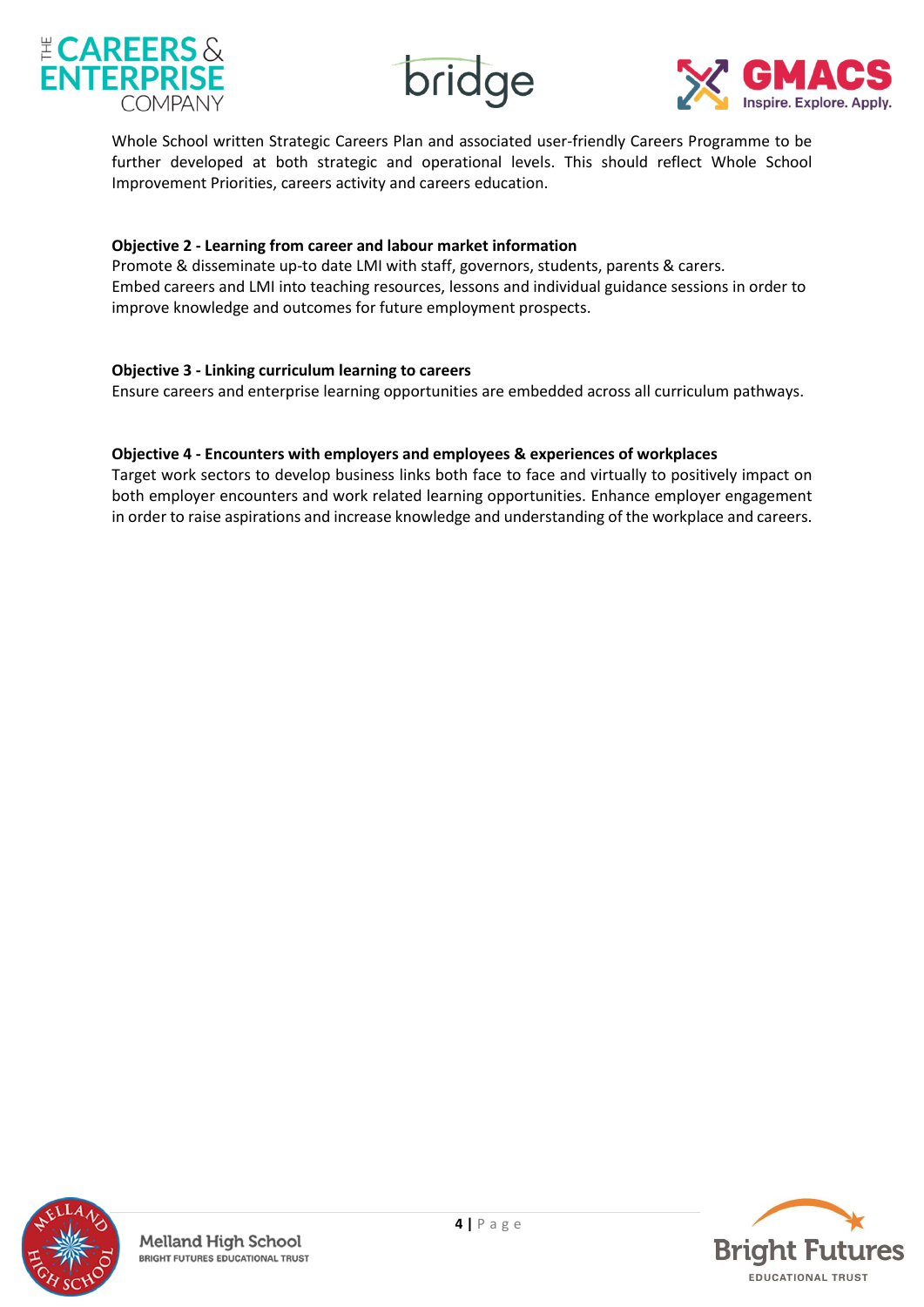Whole School written Strategic Careers Plan and associated user-friendly Careers Programme to be further developed at both strategic and operational levels. This should reflect Whole School Improvement Priorities, careers activity and careers education.

**Objective 2 - Learning from career and labour market information**
Promote & disseminate up-to date LMI with staff, governors, students, parents & carers.
Embed careers and LMI into teaching resources, lessons and individual guidance sessions in order to improve knowledge and outcomes for future employment prospects.

**Objective 3 - Linking curriculum learning to careers**
Ensure careers and enterprise learning opportunities are embedded across all curriculum pathways.

**Objective 4 - Encounters with employers and employees & experiences of workplaces**
Target work sectors to develop business links both face to face and virtually to positively impact on both employer encounters and work related learning opportunities. Enhance employer engagement in order to raise aspirations and increase knowledge and understanding of the workplace and careers.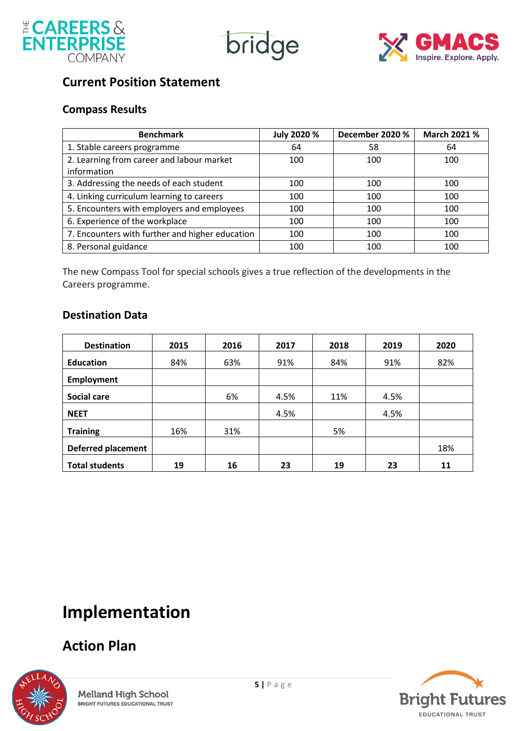## Current Position Statement

### Compass Results

| Benchmark | July 2020 % | December 2020 % | March 2021 % |
|---|---|---|---|
| 1. Stable careers programme | 64 | 58 | 64 |
| 2. Learning from career and labour market information | 100 | 100 | 100 |
| 3. Addressing the needs of each student | 100 | 100 | 100 |
| 4. Linking curriculum learning to careers | 100 | 100 | 100 |
| 5. Encounters with employers and employees | 100 | 100 | 100 |
| 6. Experience of the workplace | 100 | 100 | 100 |
| 7. Encounters with further and higher education | 100 | 100 | 100 |
| 8. Personal guidance | 100 | 100 | 100 |

The new Compass Tool for special schools gives a true reflection of the developments in the Careers programme.

### Destination Data

| Destination | 2015 | 2016 | 2017 | 2018 | 2019 | 2020 |
|---|---|---|---|---|---|---|
| **Education** | 84% | 63% | 91% | 84% | 91% | 82% |
| **Employment** | | | | | | |
| **Social care** | | 6% | 4.5% | 11% | 4.5% | |
| **NEET** | | | 4.5% | | 4.5% | |
| **Training** | 16% | 31% | | 5% | | |
| **Deferred placement** | | | | | | 18% |
| **Total students** | **19** | **16** | **23** | **19** | **23** | **11** |

# Implementation

## Action Plan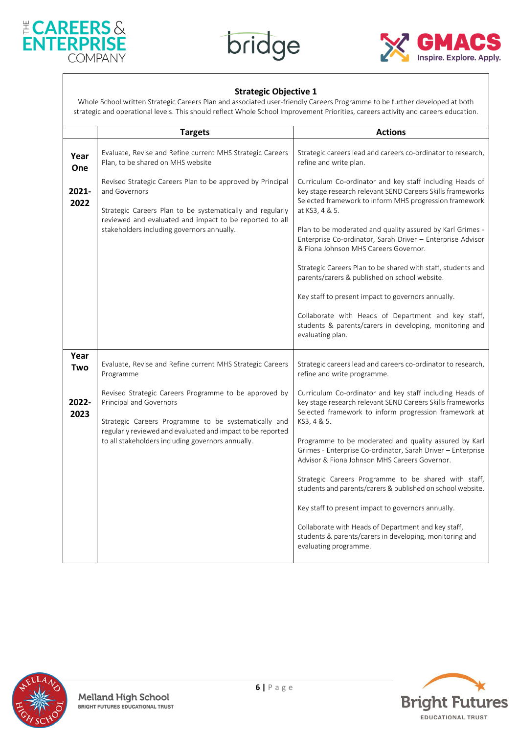### Strategic Objective 1

Whole School written Strategic Careers Plan and associated user-friendly Careers Programme to be further developed at both strategic and operational levels. This should reflect Whole School Improvement Priorities, careers activity and careers education.

| | Targets | Actions |
|---|---|---|
| **Year One** **2021-2022** | Evaluate, Revise and Refine current MHS Strategic Careers Plan, to be shared on MHS website<br><br>Revised Strategic Careers Plan to be approved by Principal and Governors<br><br>Strategic Careers Plan to be systematically and regularly reviewed and evaluated and impact to be reported to all stakeholders including governors annually. | Strategic careers lead and careers co-ordinator to research, refine and write plan.<br><br>Curriculum Co-ordinator and key staff including Heads of key stage research relevant SEND Careers Skills frameworks Selected framework to inform MHS progression framework at KS3, 4 & 5.<br><br>Plan to be moderated and quality assured by Karl Grimes - Enterprise Co-ordinator, Sarah Driver – Enterprise Advisor & Fiona Johnson MHS Careers Governor.<br><br>Strategic Careers Plan to be shared with staff, students and parents/carers & published on school website.<br><br>Key staff to present impact to governors annually.<br><br>Collaborate with Heads of Department and key staff, students & parents/carers in developing, monitoring and evaluating plan. |
| **Year Two** **2022-2023** | Evaluate, Revise and Refine current MHS Strategic Careers Programme<br><br>Revised Strategic Careers Programme to be approved by Principal and Governors<br><br>Strategic Careers Programme to be systematically and regularly reviewed and evaluated and impact to be reported to all stakeholders including governors annually. | Strategic careers lead and careers co-ordinator to research, refine and write programme.<br><br>Curriculum Co-ordinator and key staff including Heads of key stage research relevant SEND Careers Skills frameworks Selected framework to inform progression framework at KS3, 4 & 5.<br><br>Programme to be moderated and quality assured by Karl Grimes - Enterprise Co-ordinator, Sarah Driver – Enterprise Advisor & Fiona Johnson MHS Careers Governor.<br><br>Strategic Careers Programme to be shared with staff, students and parents/carers & published on school website.<br><br>Key staff to present impact to governors annually.<br><br>Collaborate with Heads of Department and key staff, students & parents/carers in developing, monitoring and evaluating programme. |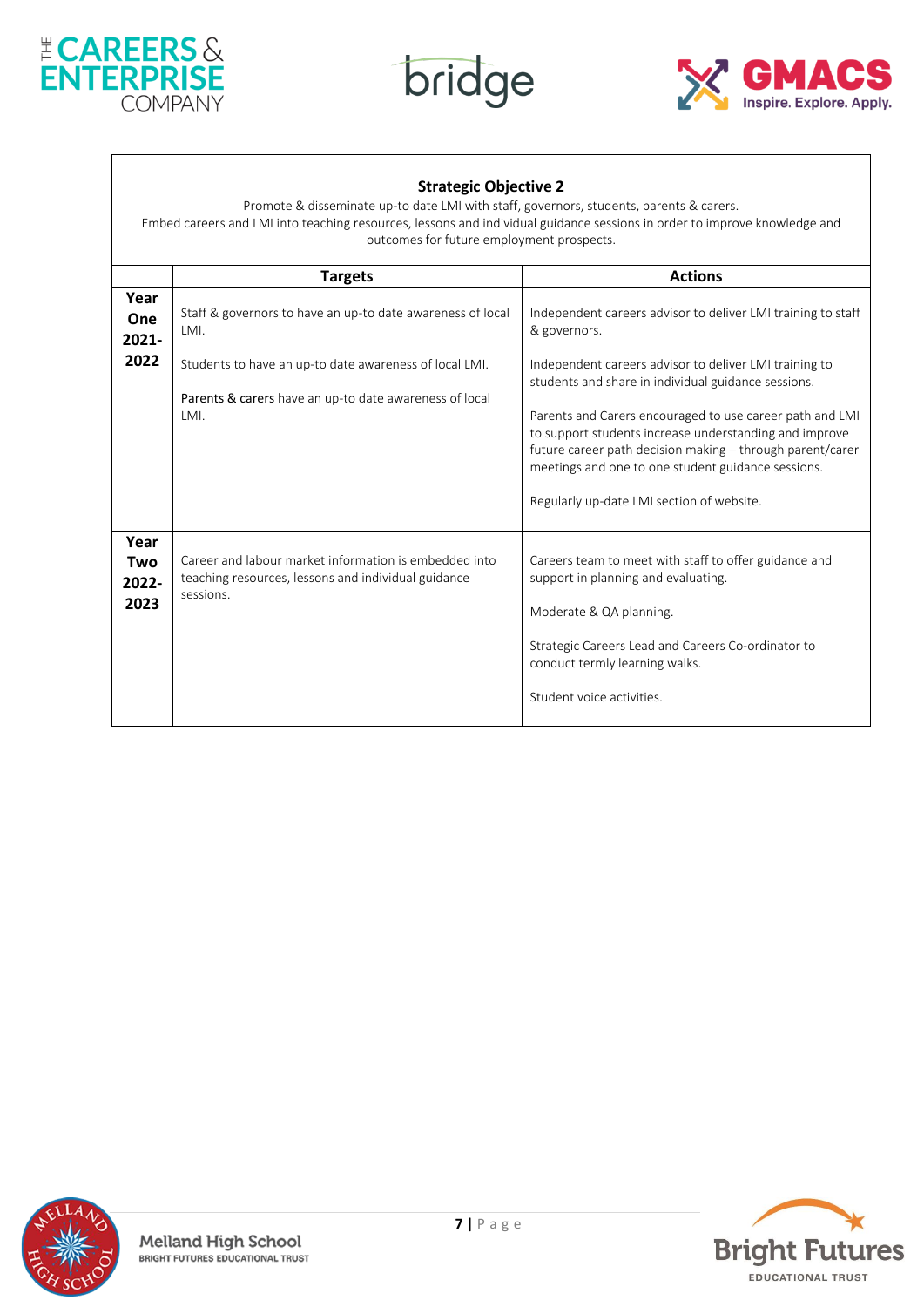**Strategic Objective 2**

Promote & disseminate up-to date LMI with staff, governors, students, parents & carers.
Embed careers and LMI into teaching resources, lessons and individual guidance sessions in order to improve knowledge and outcomes for future employment prospects.

| | Targets | Actions |
|---|---|---|
| **Year One 2021-2022** | Staff & governors to have an up-to date awareness of local LMI.<br><br>Students to have an up-to date awareness of local LMI.<br><br>Parents & carers have an up-to date awareness of local LMI. | Independent careers advisor to deliver LMI training to staff & governors.<br><br>Independent careers advisor to deliver LMI training to students and share in individual guidance sessions.<br><br>Parents and Carers encouraged to use career path and LMI to support students increase understanding and improve future career path decision making – through parent/carer meetings and one to one student guidance sessions.<br><br>Regularly up-date LMI section of website. |
| **Year Two 2022-2023** | Career and labour market information is embedded into teaching resources, lessons and individual guidance sessions. | Careers team to meet with staff to offer guidance and support in planning and evaluating.<br><br>Moderate & QA planning.<br><br>Strategic Careers Lead and Careers Co-ordinator to conduct termly learning walks.<br><br>Student voice activities. |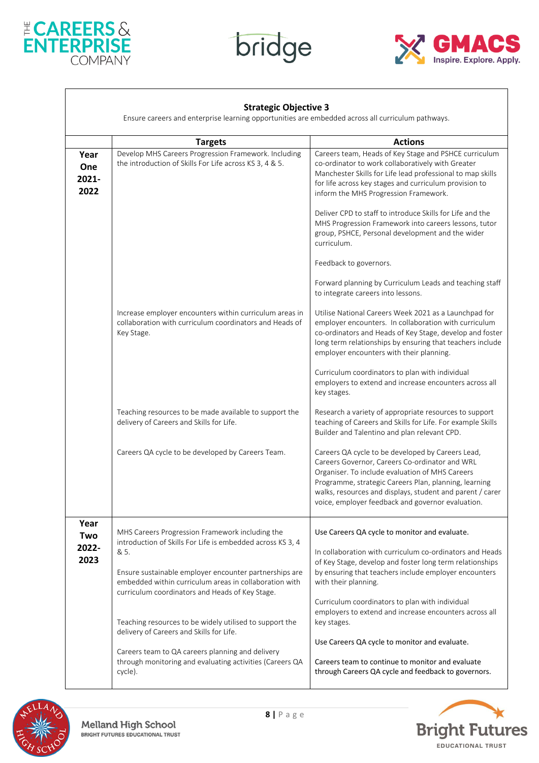**Strategic Objective 3**

Ensure careers and enterprise learning opportunities are embedded across all curriculum pathways.

| | Targets | Actions |
|---|---|---|
| **Year One 2021-2022** | Develop MHS Careers Progression Framework. Including the introduction of Skills For Life across KS 3, 4 & 5. | Careers team, Heads of Key Stage and PSHCE curriculum co-ordinator to work collaboratively with Greater Manchester Skills for Life lead professional to map skills for life across key stages and curriculum provision to inform the MHS Progression Framework.<br><br>Deliver CPD to staff to introduce Skills for Life and the MHS Progression Framework into careers lessons, tutor group, PSHCE, Personal development and the wider curriculum.<br><br>Feedback to governors.<br><br>Forward planning by Curriculum Leads and teaching staff to integrate careers into lessons. |
| | Increase employer encounters within curriculum areas in collaboration with curriculum coordinators and Heads of Key Stage. | Utilise National Careers Week 2021 as a Launchpad for employer encounters. In collaboration with curriculum co-ordinators and Heads of Key Stage, develop and foster long term relationships by ensuring that teachers include employer encounters with their planning.<br><br>Curriculum coordinators to plan with individual employers to extend and increase encounters across all key stages. |
| | Teaching resources to be made available to support the delivery of Careers and Skills for Life. | Research a variety of appropriate resources to support teaching of Careers and Skills for Life. For example Skills Builder and Talentino and plan relevant CPD. |
| | Careers QA cycle to be developed by Careers Team. | Careers QA cycle to be developed by Careers Lead, Careers Governor, Careers Co-ordinator and WRL Organiser. To include evaluation of MHS Careers Programme, strategic Careers Plan, planning, learning walks, resources and displays, student and parent / carer voice, employer feedback and governor evaluation. |
| **Year Two 2022-2023** | MHS Careers Progression Framework including the introduction of Skills For Life is embedded across KS 3, 4 & 5.<br><br>Ensure sustainable employer encounter partnerships are embedded within curriculum areas in collaboration with curriculum coordinators and Heads of Key Stage.<br><br>Teaching resources to be widely utilised to support the delivery of Careers and Skills for Life.<br><br>Careers team to QA careers planning and delivery through monitoring and evaluating activities (Careers QA cycle). | Use Careers QA cycle to monitor and evaluate.<br><br>In collaboration with curriculum co-ordinators and Heads of Key Stage, develop and foster long term relationships by ensuring that teachers include employer encounters with their planning.<br><br>Curriculum coordinators to plan with individual employers to extend and increase encounters across all key stages.<br><br>Use Careers QA cycle to monitor and evaluate.<br><br>Careers team to continue to monitor and evaluate through Careers QA cycle and feedback to governors. |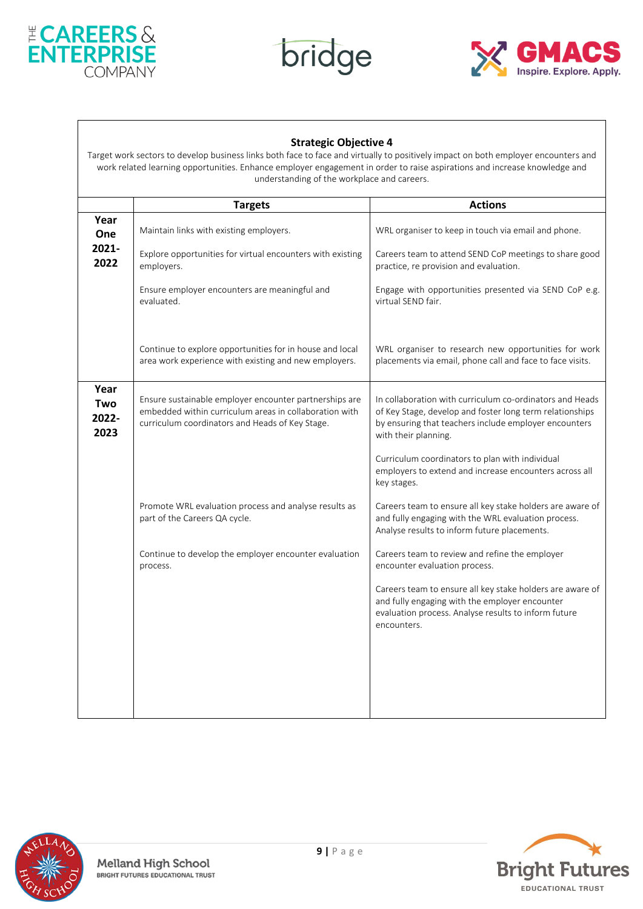**Strategic Objective 4**

Target work sectors to develop business links both face to face and virtually to positively impact on both employer encounters and work related learning opportunities. Enhance employer engagement in order to raise aspirations and increase knowledge and understanding of the workplace and careers.

| | Targets | Actions |
|---|---|---|
| **Year One 2021-2022** | Maintain links with existing employers. | WRL organiser to keep in touch via email and phone. |
| | Explore opportunities for virtual encounters with existing employers. | Careers team to attend SEND CoP meetings to share good practice, re provision and evaluation. |
| | Ensure employer encounters are meaningful and evaluated. | Engage with opportunities presented via SEND CoP e.g. virtual SEND fair. |
| | Continue to explore opportunities for in house and local area work experience with existing and new employers. | WRL organiser to research new opportunities for work placements via email, phone call and face to face visits. |
| **Year Two 2022-2023** | Ensure sustainable employer encounter partnerships are embedded within curriculum areas in collaboration with curriculum coordinators and Heads of Key Stage. | In collaboration with curriculum co-ordinators and Heads of Key Stage, develop and foster long term relationships by ensuring that teachers include employer encounters with their planning.<br><br>Curriculum coordinators to plan with individual employers to extend and increase encounters across all key stages. |
| | Promote WRL evaluation process and analyse results as part of the Careers QA cycle. | Careers team to ensure all key stake holders are aware of and fully engaging with the WRL evaluation process. Analyse results to inform future placements. |
| | Continue to develop the employer encounter evaluation process. | Careers team to review and refine the employer encounter evaluation process.<br><br>Careers team to ensure all key stake holders are aware of and fully engaging with the employer encounter evaluation process. Analyse results to inform future encounters. |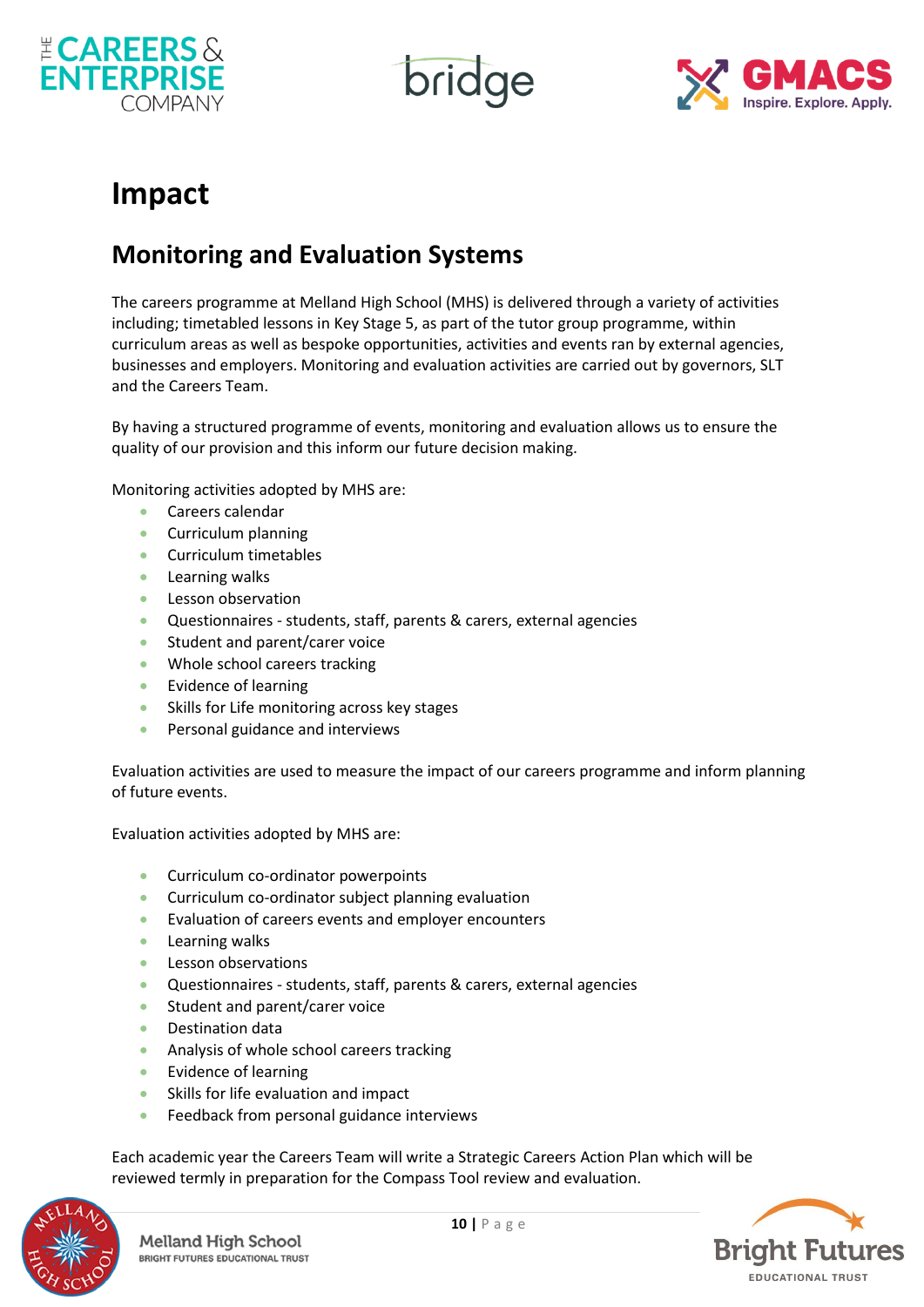# Impact

## Monitoring and Evaluation Systems

The careers programme at Melland High School (MHS) is delivered through a variety of activities including; timetabled lessons in Key Stage 5, as part of the tutor group programme, within curriculum areas as well as bespoke opportunities, activities and events ran by external agencies, businesses and employers. Monitoring and evaluation activities are carried out by governors, SLT and the Careers Team.

By having a structured programme of events, monitoring and evaluation allows us to ensure the quality of our provision and this inform our future decision making.

Monitoring activities adopted by MHS are:

- Careers calendar
- Curriculum planning
- Curriculum timetables
- Learning walks
- Lesson observation
- Questionnaires - students, staff, parents & carers, external agencies
- Student and parent/carer voice
- Whole school careers tracking
- Evidence of learning
- Skills for Life monitoring across key stages
- Personal guidance and interviews

Evaluation activities are used to measure the impact of our careers programme and inform planning of future events.

Evaluation activities adopted by MHS are:

- Curriculum co-ordinator powerpoints
- Curriculum co-ordinator subject planning evaluation
- Evaluation of careers events and employer encounters
- Learning walks
- Lesson observations
- Questionnaires - students, staff, parents & carers, external agencies
- Student and parent/carer voice
- Destination data
- Analysis of whole school careers tracking
- Evidence of learning
- Skills for life evaluation and impact
- Feedback from personal guidance interviews

Each academic year the Careers Team will write a Strategic Careers Action Plan which will be reviewed termly in preparation for the Compass Tool review and evaluation.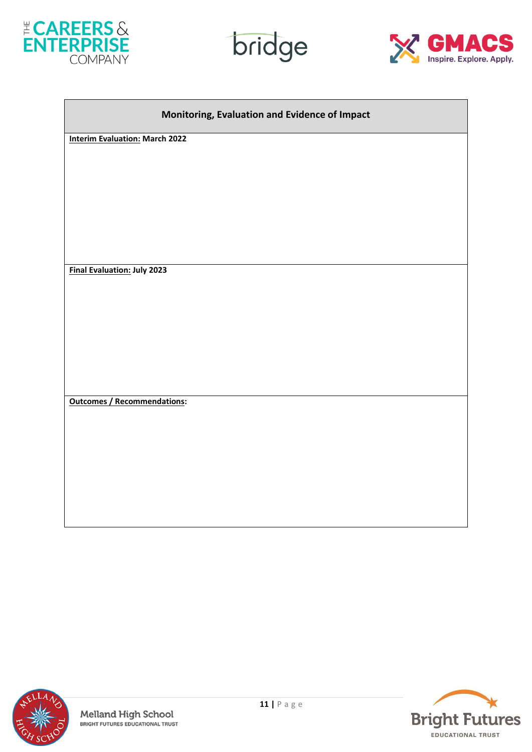| Monitoring, Evaluation and Evidence of Impact |
| --- |
| **Interim Evaluation: March 2022** |
| **Final Evaluation: July 2023** |
| **Outcomes / Recommendations:** |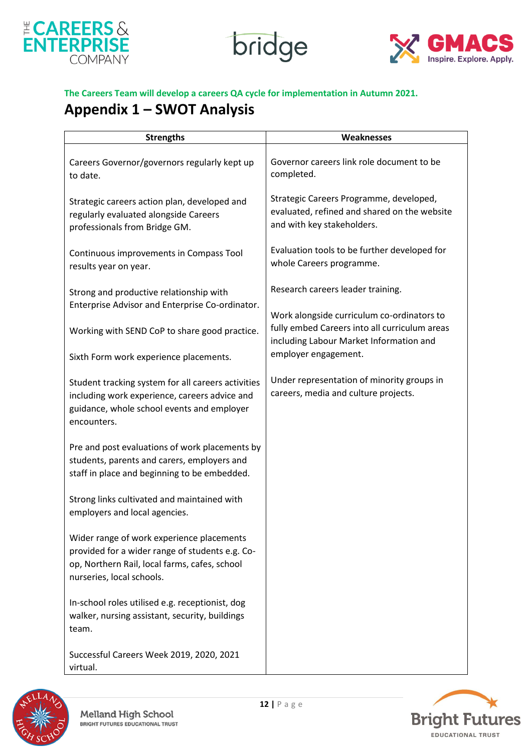**The Careers Team will develop a careers QA cycle for implementation in Autumn 2021.**

# Appendix 1 – SWOT Analysis

| Strengths | Weaknesses |
|---|---|
| Careers Governor/governors regularly kept up to date.<br><br>Strategic careers action plan, developed and regularly evaluated alongside Careers professionals from Bridge GM.<br><br>Continuous improvements in Compass Tool results year on year.<br><br>Strong and productive relationship with Enterprise Advisor and Enterprise Co-ordinator.<br><br>Working with SEND CoP to share good practice.<br><br>Sixth Form work experience placements.<br><br>Student tracking system for all careers activities including work experience, careers advice and guidance, whole school events and employer encounters.<br><br>Pre and post evaluations of work placements by students, parents and carers, employers and staff in place and beginning to be embedded.<br><br>Strong links cultivated and maintained with employers and local agencies.<br><br>Wider range of work experience placements provided for a wider range of students e.g. Co-op, Northern Rail, local farms, cafes, school nurseries, local schools.<br><br>In-school roles utilised e.g. receptionist, dog walker, nursing assistant, security, buildings team.<br><br>Successful Careers Week 2019, 2020, 2021 virtual. | Governor careers link role document to be completed.<br><br>Strategic Careers Programme, developed, evaluated, refined and shared on the website and with key stakeholders.<br><br>Evaluation tools to be further developed for whole Careers programme.<br><br>Research careers leader training.<br><br>Work alongside curriculum co-ordinators to fully embed Careers into all curriculum areas including Labour Market Information and employer engagement.<br><br>Under representation of minority groups in careers, media and culture projects. |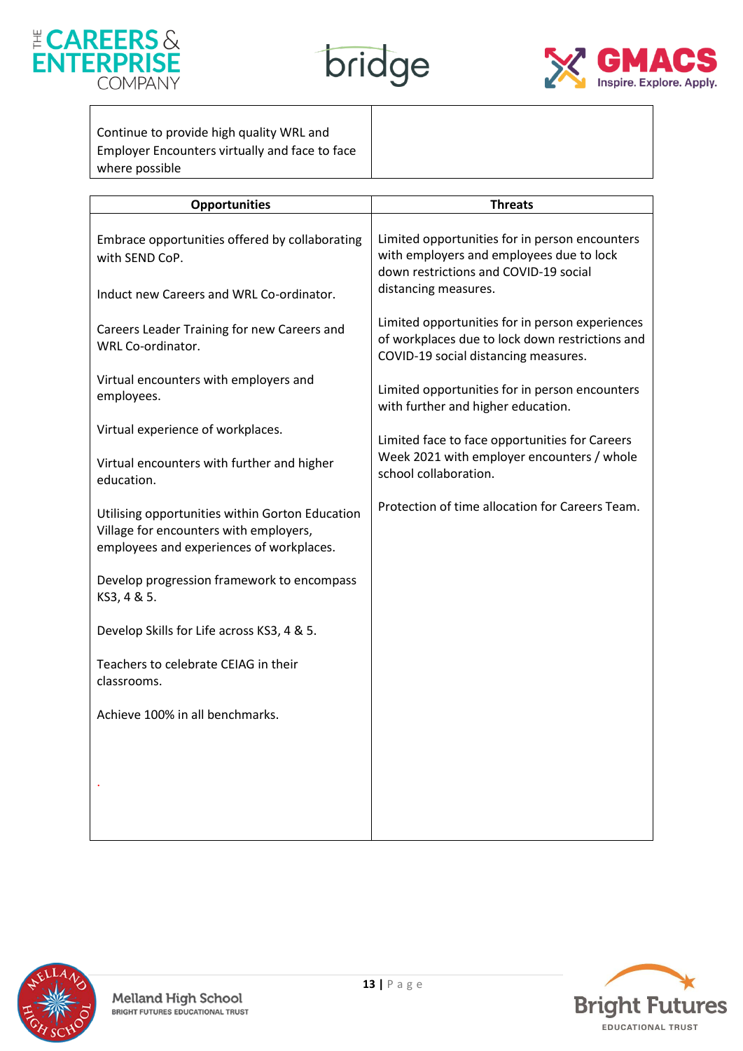| | |
|---|---|
| Continue to provide high quality WRL and Employer Encounters virtually and face to face where possible | |

| Opportunities | Threats |
|---|---|
| Embrace opportunities offered by collaborating with SEND CoP.<br><br>Induct new Careers and WRL Co-ordinator.<br><br>Careers Leader Training for new Careers and WRL Co-ordinator.<br><br>Virtual encounters with employers and employees.<br><br>Virtual experience of workplaces.<br><br>Virtual encounters with further and higher education.<br><br>Utilising opportunities within Gorton Education Village for encounters with employers, employees and experiences of workplaces.<br><br>Develop progression framework to encompass KS3, 4 & 5.<br><br>Develop Skills for Life across KS3, 4 & 5.<br><br>Teachers to celebrate CEIAG in their classrooms.<br><br>Achieve 100% in all benchmarks. | Limited opportunities for in person encounters with employers and employees due to lock down restrictions and COVID-19 social distancing measures.<br><br>Limited opportunities for in person experiences of workplaces due to lock down restrictions and COVID-19 social distancing measures.<br><br>Limited opportunities for in person encounters with further and higher education.<br><br>Limited face to face opportunities for Careers Week 2021 with employer encounters / whole school collaboration.<br><br>Protection of time allocation for Careers Team. |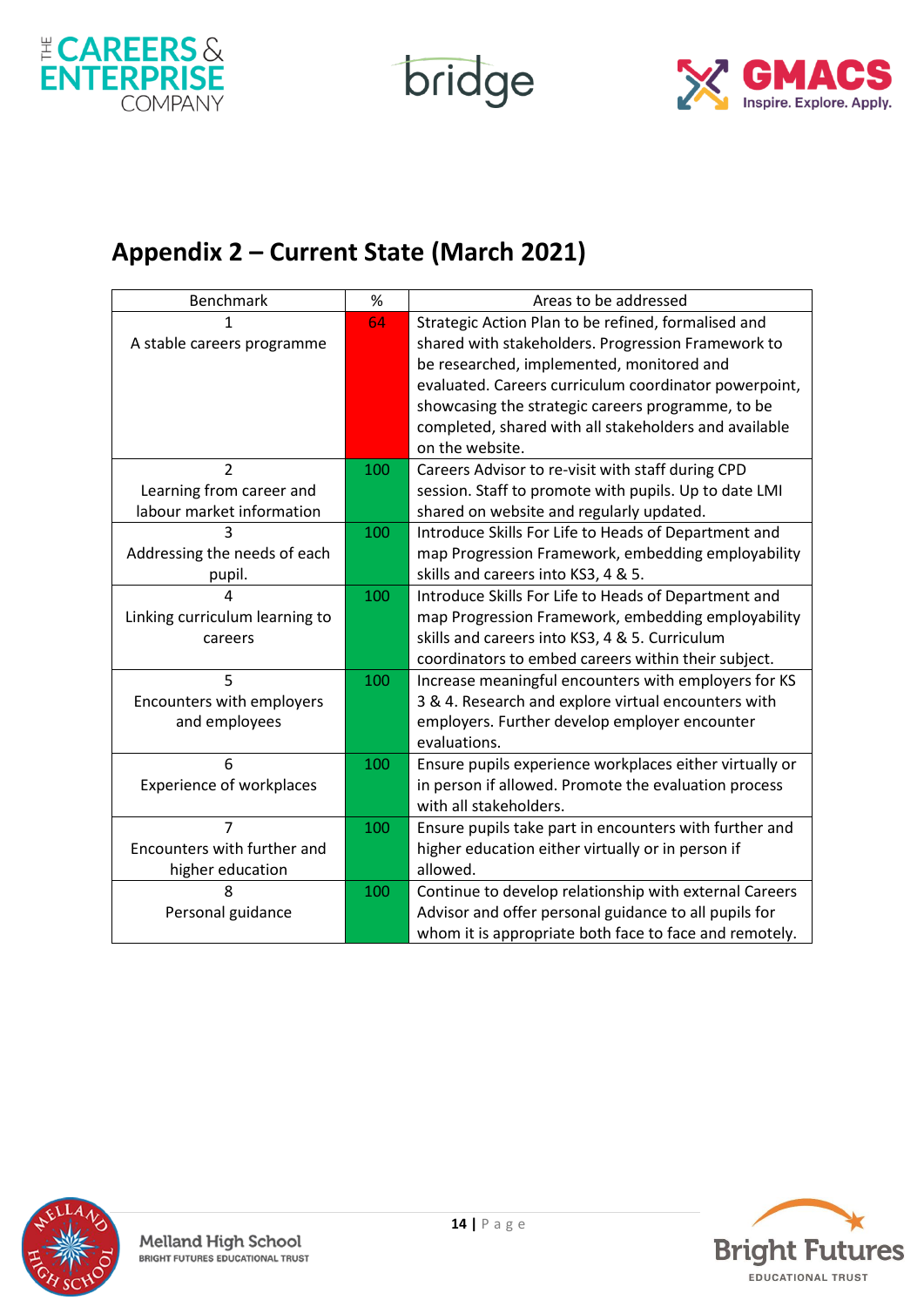## Appendix 2 – Current State (March 2021)

| Benchmark | % | Areas to be addressed |
|---|---|---|
| 1<br>A stable careers programme | 64 | Strategic Action Plan to be refined, formalised and shared with stakeholders. Progression Framework to be researched, implemented, monitored and evaluated. Careers curriculum coordinator powerpoint, showcasing the strategic careers programme, to be completed, shared with all stakeholders and available on the website. |
| 2<br>Learning from career and labour market information | 100 | Careers Advisor to re-visit with staff during CPD session. Staff to promote with pupils. Up to date LMI shared on website and regularly updated. |
| 3<br>Addressing the needs of each pupil. | 100 | Introduce Skills For Life to Heads of Department and map Progression Framework, embedding employability skills and careers into KS3, 4 & 5. |
| 4<br>Linking curriculum learning to careers | 100 | Introduce Skills For Life to Heads of Department and map Progression Framework, embedding employability skills and careers into KS3, 4 & 5. Curriculum coordinators to embed careers within their subject. |
| 5<br>Encounters with employers and employees | 100 | Increase meaningful encounters with employers for KS 3 & 4. Research and explore virtual encounters with employers. Further develop employer encounter evaluations. |
| 6<br>Experience of workplaces | 100 | Ensure pupils experience workplaces either virtually or in person if allowed. Promote the evaluation process with all stakeholders. |
| 7<br>Encounters with further and higher education | 100 | Ensure pupils take part in encounters with further and higher education either virtually or in person if allowed. |
| 8<br>Personal guidance | 100 | Continue to develop relationship with external Careers Advisor and offer personal guidance to all pupils for whom it is appropriate both face to face and remotely. |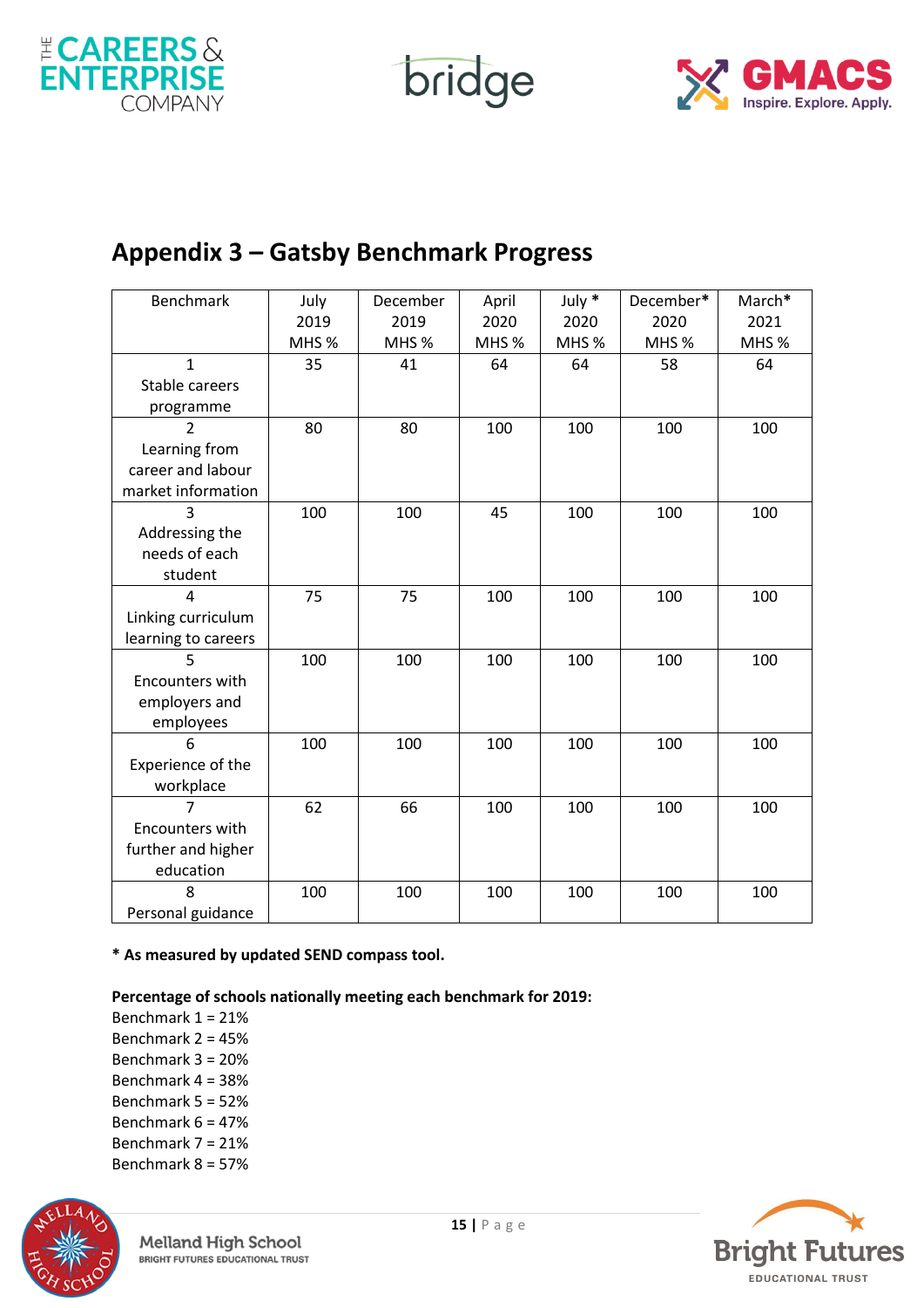## Appendix 3 – Gatsby Benchmark Progress

| Benchmark | July 2019 MHS % | December 2019 MHS % | April 2020 MHS % | July * 2020 MHS % | December* 2020 MHS % | March* 2021 MHS % |
|---|---|---|---|---|---|---|
| 1 Stable careers programme | 35 | 41 | 64 | 64 | 58 | 64 |
| 2 Learning from career and labour market information | 80 | 80 | 100 | 100 | 100 | 100 |
| 3 Addressing the needs of each student | 100 | 100 | 45 | 100 | 100 | 100 |
| 4 Linking curriculum learning to careers | 75 | 75 | 100 | 100 | 100 | 100 |
| 5 Encounters with employers and employees | 100 | 100 | 100 | 100 | 100 | 100 |
| 6 Experience of the workplace | 100 | 100 | 100 | 100 | 100 | 100 |
| 7 Encounters with further and higher education | 62 | 66 | 100 | 100 | 100 | 100 |
| 8 Personal guidance | 100 | 100 | 100 | 100 | 100 | 100 |

**\* As measured by updated SEND compass tool.**

**Percentage of schools nationally meeting each benchmark for 2019:**

Benchmark 1 = 21%
Benchmark 2 = 45%
Benchmark 3 = 20%
Benchmark 4 = 38%
Benchmark 5 = 52%
Benchmark 6 = 47%
Benchmark 7 = 21%
Benchmark 8 = 57%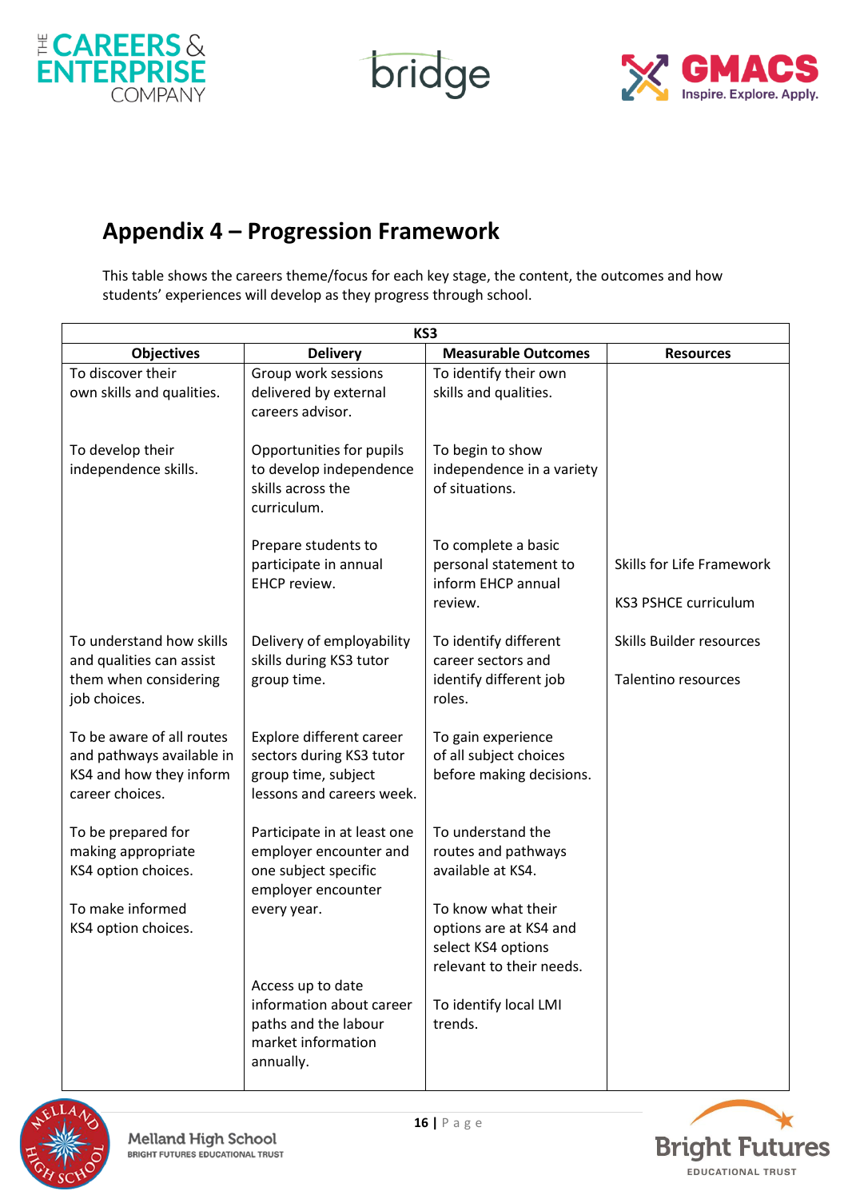## Appendix 4 – Progression Framework

This table shows the careers theme/focus for each key stage, the content, the outcomes and how students' experiences will develop as they progress through school.

| KS3 | | | |
|---|---|---|---|
| **Objectives** | **Delivery** | **Measurable Outcomes** | **Resources** |
| To discover their own skills and qualities. | Group work sessions delivered by external careers advisor. | To identify their own skills and qualities. | |
| To develop their independence skills. | Opportunities for pupils to develop independence skills across the curriculum. | To begin to show independence in a variety of situations. | |
| | Prepare students to participate in annual EHCP review. | To complete a basic personal statement to inform EHCP annual review. | Skills for Life Framework<br><br>KS3 PSHCE curriculum |
| To understand how skills and qualities can assist them when considering job choices. | Delivery of employability skills during KS3 tutor group time. | To identify different career sectors and identify different job roles. | Skills Builder resources<br><br>Talentino resources |
| To be aware of all routes and pathways available in KS4 and how they inform career choices. | Explore different career sectors during KS3 tutor group time, subject lessons and careers week. | To gain experience of all subject choices before making decisions. | |
| To be prepared for making appropriate KS4 option choices.<br><br>To make informed KS4 option choices. | Participate in at least one employer encounter and one subject specific employer encounter every year. | To understand the routes and pathways available at KS4.<br><br>To know what their options are at KS4 and select KS4 options relevant to their needs. | |
| | Access up to date information about career paths and the labour market information annually. | To identify local LMI trends. | |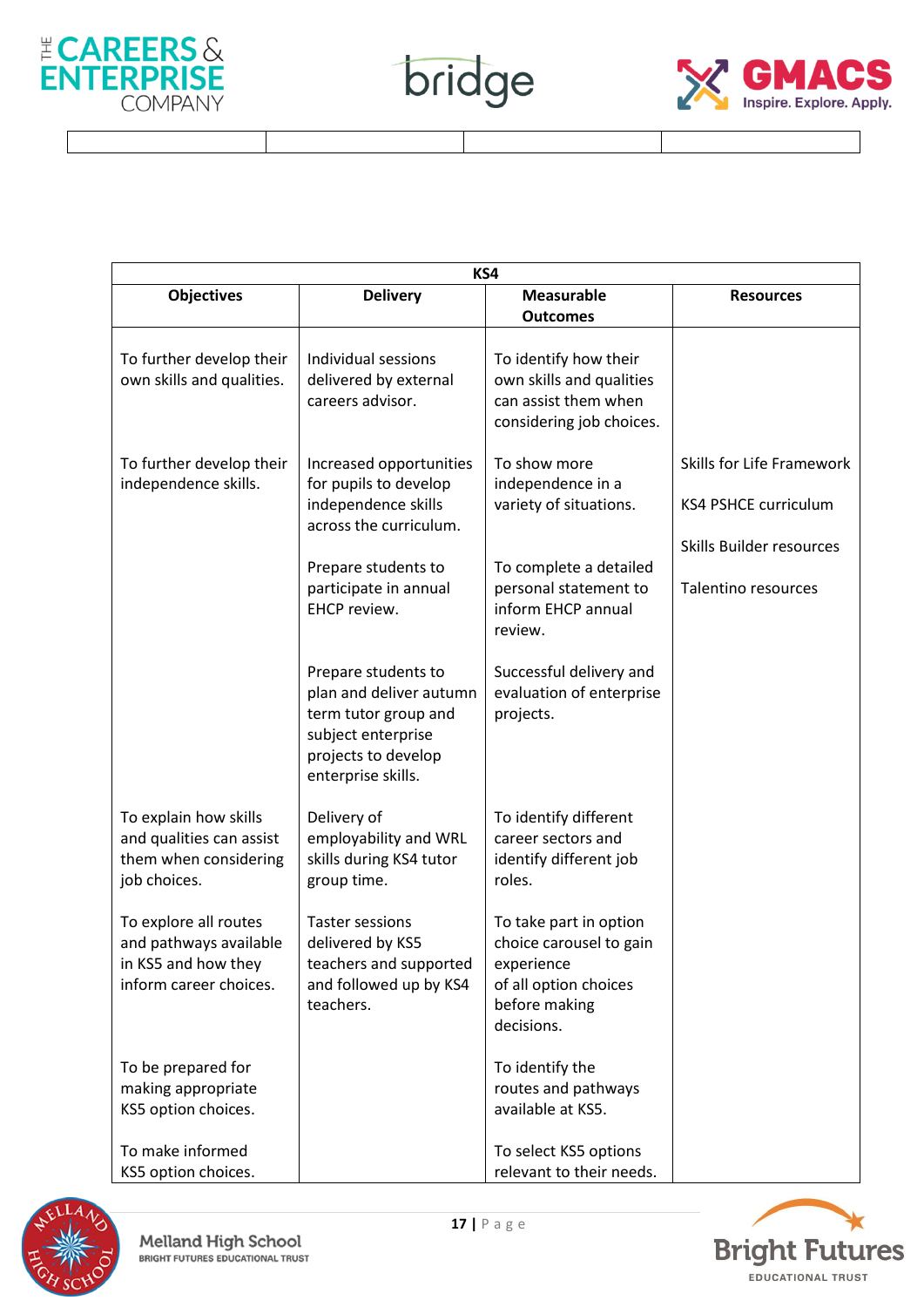| KS4 | | | |
|---|---|---|---|
| **Objectives** | **Delivery** | **Measurable Outcomes** | **Resources** |
| To further develop their own skills and qualities. | Individual sessions delivered by external careers advisor. | To identify how their own skills and qualities can assist them when considering job choices. | |
| To further develop their independence skills. | Increased opportunities for pupils to develop independence skills across the curriculum. | To show more independence in a variety of situations. | Skills for Life Framework<br><br>KS4 PSHCE curriculum<br><br>Skills Builder resources<br><br>Talentino resources |
| | Prepare students to participate in annual EHCP review. | To complete a detailed personal statement to inform EHCP annual review. | |
| | Prepare students to plan and deliver autumn term tutor group and subject enterprise projects to develop enterprise skills. | Successful delivery and evaluation of enterprise projects. | |
| To explain how skills and qualities can assist them when considering job choices. | Delivery of employability and WRL skills during KS4 tutor group time. | To identify different career sectors and identify different job roles. | |
| To explore all routes and pathways available in KS5 and how they inform career choices. | Taster sessions delivered by KS5 teachers and supported and followed up by KS4 teachers. | To take part in option choice carousel to gain experience of all option choices before making decisions. | |
| To be prepared for making appropriate KS5 option choices. | | To identify the routes and pathways available at KS5. | |
| To make informed KS5 option choices. | | To select KS5 options relevant to their needs. | |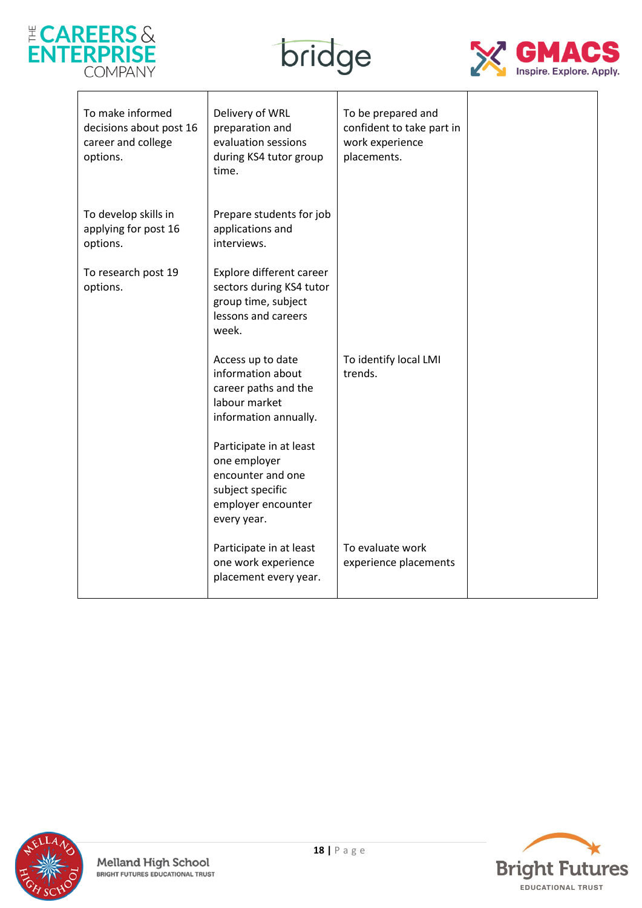| | | | |
|---|---|---|---|
| To make informed decisions about post 16 career and college options. | Delivery of WRL preparation and evaluation sessions during KS4 tutor group time. | To be prepared and confident to take part in work experience placements. | |
| To develop skills in applying for post 16 options. | Prepare students for job applications and interviews. | | |
| To research post 19 options. | Explore different career sectors during KS4 tutor group time, subject lessons and careers week. | | |
| | Access up to date information about career paths and the labour market information annually. | To identify local LMI trends. | |
| | Participate in at least one employer encounter and one subject specific employer encounter every year. | | |
| | Participate in at least one work experience placement every year. | To evaluate work experience placements | |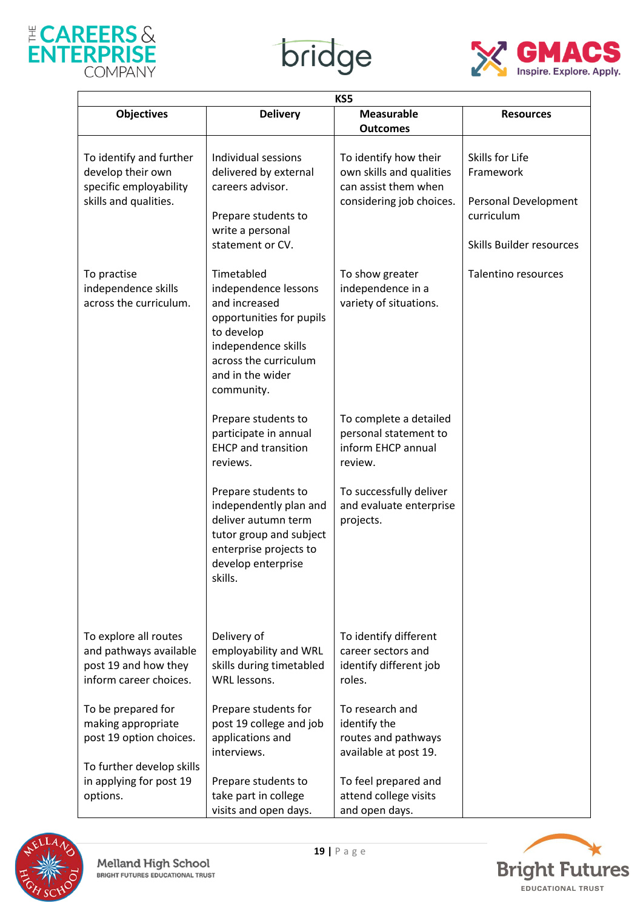| KS5 | | | |
|---|---|---|---|
| **Objectives** | **Delivery** | **Measurable Outcomes** | **Resources** |
| To identify and further develop their own specific employability skills and qualities. | Individual sessions delivered by external careers advisor.<br><br>Prepare students to write a personal statement or CV. | To identify how their own skills and qualities can assist them when considering job choices. | Skills for Life Framework<br><br>Personal Development curriculum<br><br>Skills Builder resources |
| To practise independence skills across the curriculum. | Timetabled independence lessons and increased opportunities for pupils to develop independence skills across the curriculum and in the wider community. | To show greater independence in a variety of situations. | Talentino resources |
| | Prepare students to participate in annual EHCP and transition reviews. | To complete a detailed personal statement to inform EHCP annual review. | |
| | Prepare students to independently plan and deliver autumn term tutor group and subject enterprise projects to develop enterprise skills. | To successfully deliver and evaluate enterprise projects. | |
| To explore all routes and pathways available post 19 and how they inform career choices. | Delivery of employability and WRL skills during timetabled WRL lessons. | To identify different career sectors and identify different job roles. | |
| To be prepared for making appropriate post 19 option choices. | Prepare students for post 19 college and job applications and interviews. | To research and identify the routes and pathways available at post 19. | |
| To further develop skills in applying for post 19 options. | Prepare students to take part in college visits and open days. | To feel prepared and attend college visits and open days. | |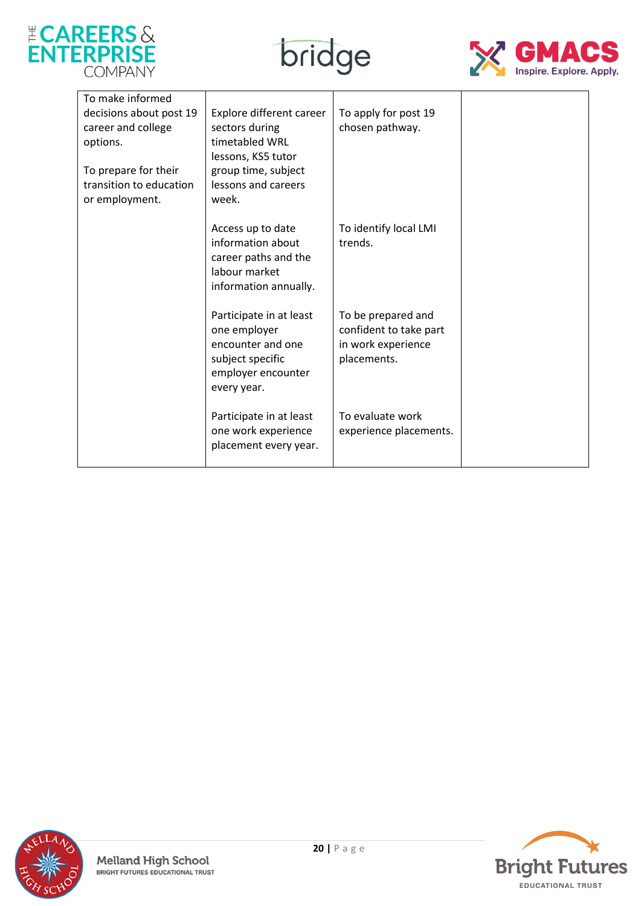| | | | |
|---|---|---|---|
| To make informed decisions about post 19 career and college options.<br><br>To prepare for their transition to education or employment. | Explore different career sectors during timetabled WRL lessons, KS5 tutor group time, subject lessons and careers week. | To apply for post 19 chosen pathway. | |
| | Access up to date information about career paths and the labour market information annually. | To identify local LMI trends. | |
| | Participate in at least one employer encounter and one subject specific employer encounter every year. | To be prepared and confident to take part in work experience placements. | |
| | Participate in at least one work experience placement every year. | To evaluate work experience placements. | |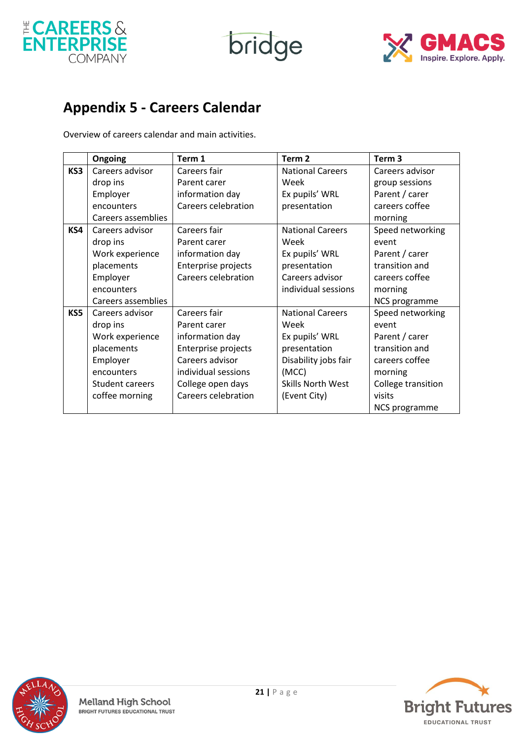## Appendix 5 - Careers Calendar

Overview of careers calendar and main activities.

| | Ongoing | Term 1 | Term 2 | Term 3 |
|---|---|---|---|---|
| **KS3** | Careers advisor drop ins<br>Employer encounters<br>Careers assemblies | Careers fair<br>Parent carer information day<br>Careers celebration | National Careers Week<br>Ex pupils' WRL presentation | Careers advisor group sessions<br>Parent / carer careers coffee morning |
| **KS4** | Careers advisor drop ins<br>Work experience placements<br>Employer encounters<br>Careers assemblies | Careers fair<br>Parent carer information day<br>Enterprise projects<br>Careers celebration | National Careers Week<br>Ex pupils' WRL presentation<br>Careers advisor individual sessions | Speed networking event<br>Parent / carer transition and careers coffee morning<br>NCS programme |
| **KS5** | Careers advisor drop ins<br>Work experience placements<br>Employer encounters<br>Student careers coffee morning | Careers fair<br>Parent carer information day<br>Enterprise projects<br>Careers advisor individual sessions<br>College open days<br>Careers celebration | National Careers Week<br>Ex pupils' WRL presentation<br>Disability jobs fair (MCC)<br>Skills North West (Event City) | Speed networking event<br>Parent / carer transition and careers coffee morning<br>College transition visits<br>NCS programme |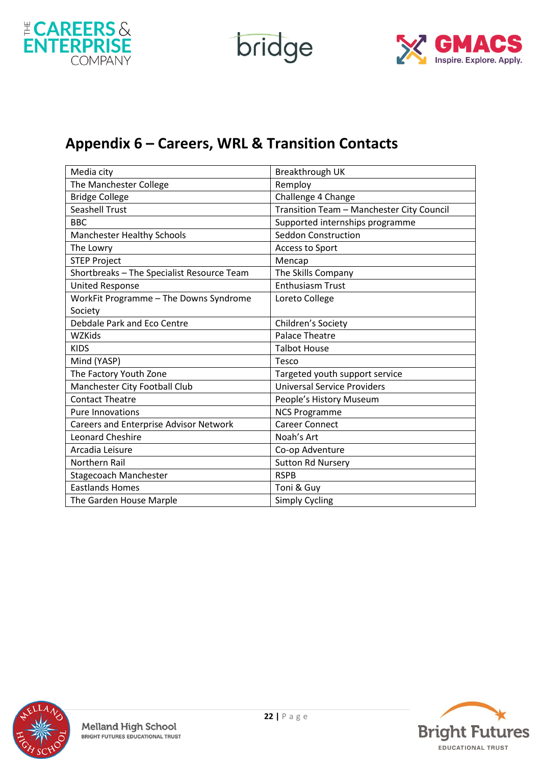## Appendix 6 – Careers, WRL & Transition Contacts

| | |
|---|---|
| Media city | Breakthrough UK |
| The Manchester College | Remploy |
| Bridge College | Challenge 4 Change |
| Seashell Trust | Transition Team – Manchester City Council |
| BBC | Supported internships programme |
| Manchester Healthy Schools | Seddon Construction |
| The Lowry | Access to Sport |
| STEP Project | Mencap |
| Shortbreaks – The Specialist Resource Team | The Skills Company |
| United Response | Enthusiasm Trust |
| WorkFit Programme – The Downs Syndrome Society | Loreto College |
| Debdale Park and Eco Centre | Children's Society |
| WZKids | Palace Theatre |
| KIDS | Talbot House |
| Mind (YASP) | Tesco |
| The Factory Youth Zone | Targeted youth support service |
| Manchester City Football Club | Universal Service Providers |
| Contact Theatre | People's History Museum |
| Pure Innovations | NCS Programme |
| Careers and Enterprise Advisor Network | Career Connect |
| Leonard Cheshire | Noah's Art |
| Arcadia Leisure | Co-op Adventure |
| Northern Rail | Sutton Rd Nursery |
| Stagecoach Manchester | RSPB |
| Eastlands Homes | Toni & Guy |
| The Garden House Marple | Simply Cycling |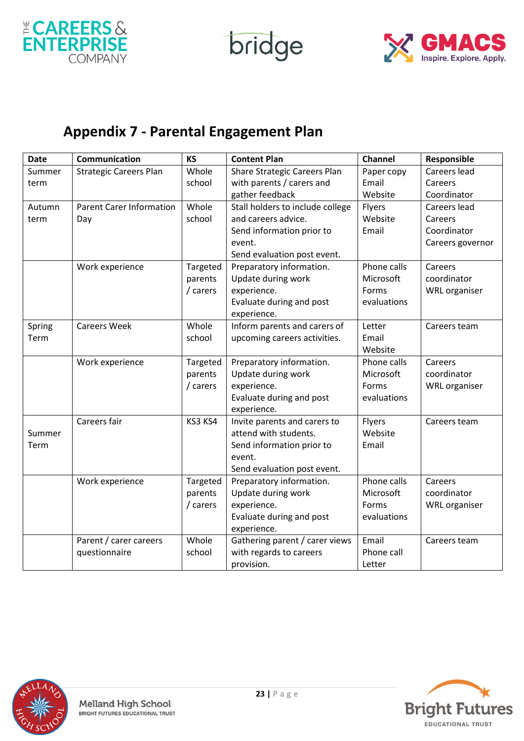## Appendix 7 - Parental Engagement Plan

| Date | Communication | KS | Content Plan | Channel | Responsible |
|---|---|---|---|---|---|
| Summer term | Strategic Careers Plan | Whole school | Share Strategic Careers Plan with parents / carers and gather feedback | Paper copy<br>Email<br>Website | Careers lead<br>Careers Coordinator |
| Autumn term | Parent Carer Information Day | Whole school | Stall holders to include college and careers advice.<br>Send information prior to event.<br>Send evaluation post event. | Flyers<br>Website<br>Email | Careers lead<br>Careers Coordinator<br>Careers governor |
| | Work experience | Targeted parents / carers | Preparatory information.<br>Update during work experience.<br>Evaluate during and post experience. | Phone calls<br>Microsoft Forms evaluations | Careers coordinator<br>WRL organiser |
| Spring Term | Careers Week | Whole school | Inform parents and carers of upcoming careers activities. | Letter<br>Email<br>Website | Careers team |
| | Work experience | Targeted parents / carers | Preparatory information.<br>Update during work experience.<br>Evaluate during and post experience. | Phone calls<br>Microsoft Forms evaluations | Careers coordinator<br>WRL organiser |
| Summer Term | Careers fair | KS3 KS4 | Invite parents and carers to attend with students.<br>Send information prior to event.<br>Send evaluation post event. | Flyers<br>Website<br>Email | Careers team |
| | Work experience | Targeted parents / carers | Preparatory information.<br>Update during work experience.<br>Evaluate during and post experience. | Phone calls<br>Microsoft Forms evaluations | Careers coordinator<br>WRL organiser |
| | Parent / carer careers questionnaire | Whole school | Gathering parent / carer views with regards to careers provision. | Email<br>Phone call<br>Letter | Careers team |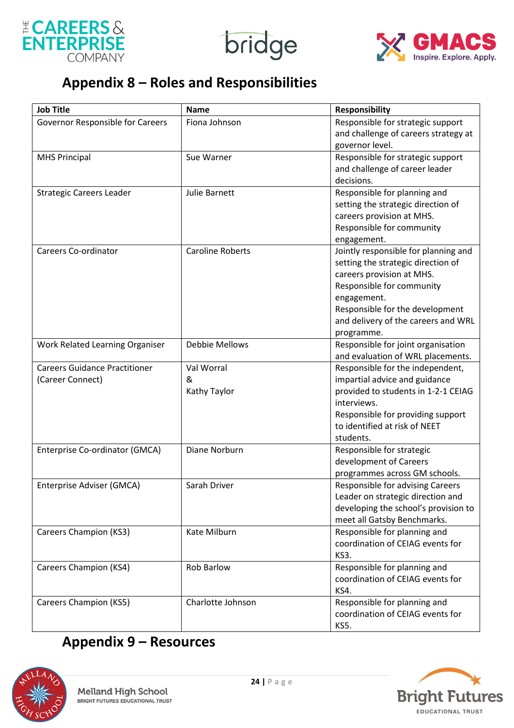## Appendix 8 – Roles and Responsibilities

| Job Title | Name | Responsibility |
|---|---|---|
| Governor Responsible for Careers | Fiona Johnson | Responsible for strategic support and challenge of careers strategy at governor level. |
| MHS Principal | Sue Warner | Responsible for strategic support and challenge of career leader decisions. |
| Strategic Careers Leader | Julie Barnett | Responsible for planning and setting the strategic direction of careers provision at MHS. Responsible for community engagement. |
| Careers Co-ordinator | Caroline Roberts | Jointly responsible for planning and setting the strategic direction of careers provision at MHS. Responsible for community engagement. Responsible for the development and delivery of the careers and WRL programme. |
| Work Related Learning Organiser | Debbie Mellows | Responsible for joint organisation and evaluation of WRL placements. |
| Careers Guidance Practitioner (Career Connect) | Val Worral & Kathy Taylor | Responsible for the independent, impartial advice and guidance provided to students in 1-2-1 CEIAG interviews. Responsible for providing support to identified at risk of NEET students. |
| Enterprise Co-ordinator (GMCA) | Diane Norburn | Responsible for strategic development of Careers programmes across GM schools. |
| Enterprise Adviser (GMCA) | Sarah Driver | Responsible for advising Careers Leader on strategic direction and developing the school's provision to meet all Gatsby Benchmarks. |
| Careers Champion (KS3) | Kate Milburn | Responsible for planning and coordination of CEIAG events for KS3. |
| Careers Champion (KS4) | Rob Barlow | Responsible for planning and coordination of CEIAG events for KS4. |
| Careers Champion (KS5) | Charlotte Johnson | Responsible for planning and coordination of CEIAG events for KS5. |

## Appendix 9 – Resources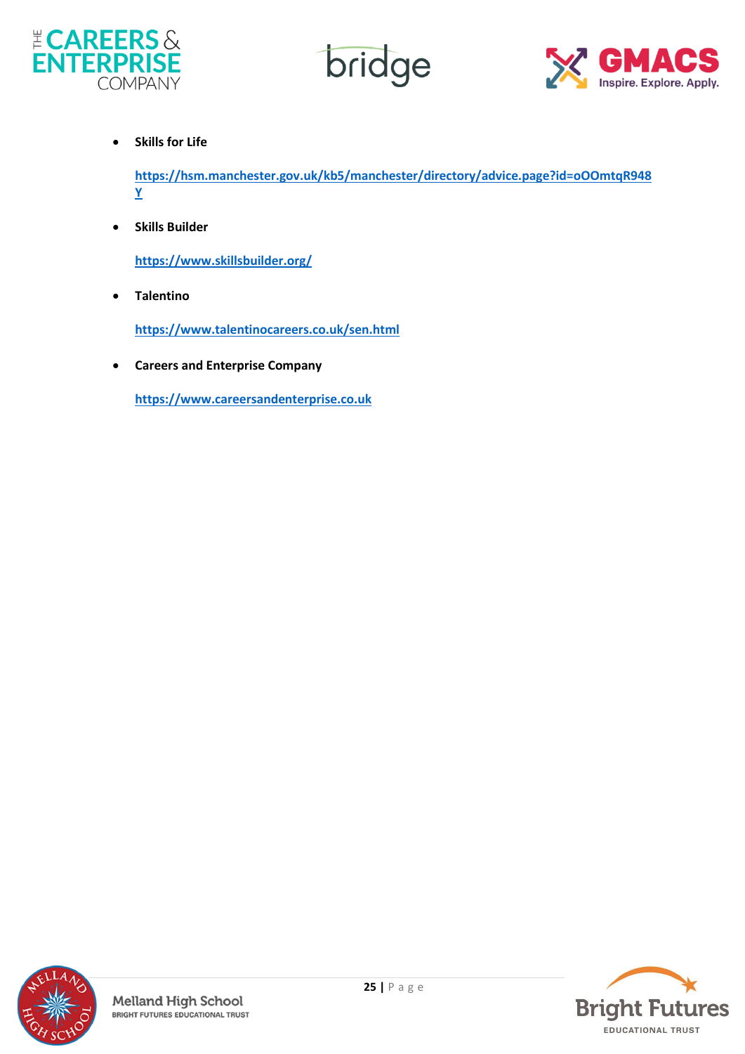- **Skills for Life**

  https://hsm.manchester.gov.uk/kb5/manchester/directory/advice.page?id=oOOmtqR948Y

- **Skills Builder**

  https://www.skillsbuilder.org/

- **Talentino**

  https://www.talentinocareers.co.uk/sen.html

- **Careers and Enterprise Company**

  https://www.careersandenterprise.co.uk